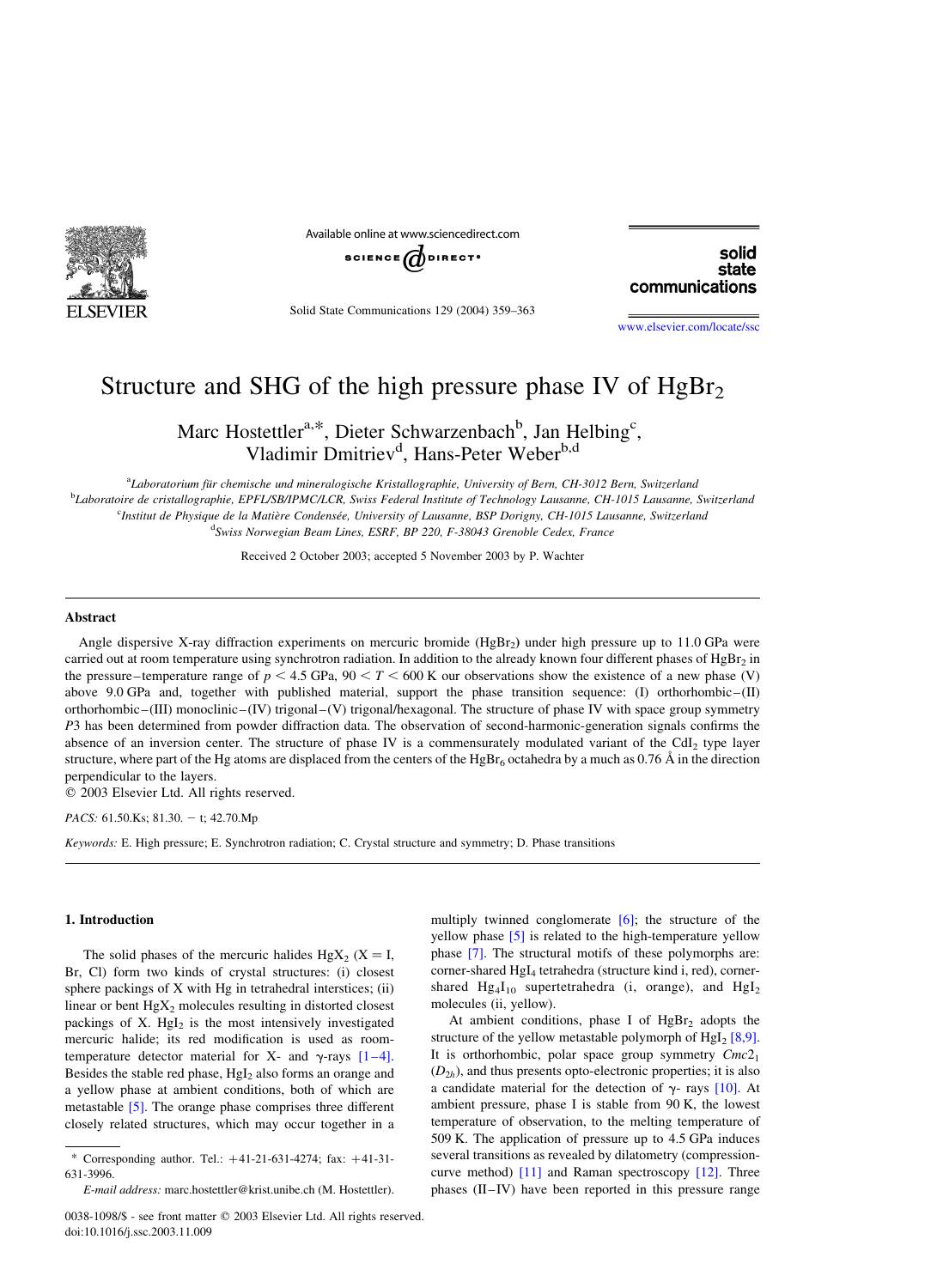# Structure and SHG of the high pressure phase IV of $HgBr_2$

Marc Hostettler[a,*], Dieter Schwarzenbach[b], Jan Helbing[c], Vladimir Dmitriev[d], Hans-Peter Weber[b,d]

[a]Laboratorium für chemische und mineralogische Kristallographie, University of Bern, CH-3012 Bern, Switzerland
[b]Laboratoire de cristallographie, EPFL/SB/IPMC/LCR, Swiss Federal Institute of Technology Lausanne, CH-1015 Lausanne, Switzerland
[c]Institut de Physique de la Matière Condensée, University of Lausanne, BSP Dorigny, CH-1015 Lausanne, Switzerland
[d]Swiss Norwegian Beam Lines, ESRF, BP 220, F-38043 Grenoble Cedex, France

Received 2 October 2003; accepted 5 November 2003 by P. Wachter

## Abstract

Angle dispersive X-ray diffraction experiments on mercuric bromide ($HgBr_2$) under high pressure up to 11.0 GPa were carried out at room temperature using synchrotron radiation. In addition to the already known four different phases of $HgBr_2$ in the pressure–temperature range of $p < 4.5$ GPa, $90 < T < 600$ K our observations show the existence of a new phase (V) above 9.0 GPa and, together with published material, support the phase transition sequence: (I) orthorhombic–(II) orthorhombic–(III) monoclinic–(IV) trigonal–(V) trigonal/hexagonal. The structure of phase IV with space group symmetry *P*3 has been determined from powder diffraction data. The observation of second-harmonic-generation signals confirms the absence of an inversion center. The structure of phase IV is a commensurately modulated variant of the $CdI_2$ type layer structure, where part of the Hg atoms are displaced from the centers of the $HgBr_6$ octahedra by a much as 0.76 Å in the direction perpendicular to the layers.

© 2003 Elsevier Ltd. All rights reserved.

*PACS:* 61.50.Ks; 81.30. − t; 42.70.Mp

*Keywords:* E. High pressure; E. Synchrotron radiation; C. Crystal structure and symmetry; D. Phase transitions

## 1. Introduction

The solid phases of the mercuric halides $HgX_2$ (X = I, Br, Cl) form two kinds of crystal structures: (i) closest sphere packings of X with Hg in tetrahedral interstices; (ii) linear or bent $HgX_2$ molecules resulting in distorted closest packings of X. $HgI_2$ is the most intensively investigated mercuric halide; its red modification is used as room-temperature detector material for X- and γ-rays [1–4]. Besides the stable red phase, $HgI_2$ also forms an orange and a yellow phase at ambient conditions, both of which are metastable [5]. The orange phase comprises three different closely related structures, which may occur together in a multiply twinned conglomerate [6]; the structure of the yellow phase [5] is related to the high-temperature yellow phase [7]. The structural motifs of these polymorphs are: corner-shared $HgI_4$ tetrahedra (structure kind i, red), corner-shared $Hg_4I_{10}$ supertetrahedra (i, orange), and $HgI_2$ molecules (ii, yellow).

At ambient conditions, phase I of $HgBr_2$ adopts the structure of the yellow metastable polymorph of $HgI_2$ [8,9]. It is orthorhombic, polar space group symmetry $Cmc2_1$ ($D_{2h}$), and thus presents opto-electronic properties; it is also a candidate material for the detection of γ- rays [10]. At ambient pressure, phase I is stable from 90 K, the lowest temperature of observation, to the melting temperature of 509 K. The application of pressure up to 4.5 GPa induces several transitions as revealed by dilatometry (compression-curve method) [11] and Raman spectroscopy [12]. Three phases (II–IV) have been reported in this pressure range

* Corresponding author. Tel.: +41-21-631-4274; fax: +41-31-631-3996.

*E-mail address:* marc.hostettler@krist.unibe.ch (M. Hostettler).

0038-1098/$ - see front matter © 2003 Elsevier Ltd. All rights reserved.
doi:10.1016/j.ssc.2003.11.009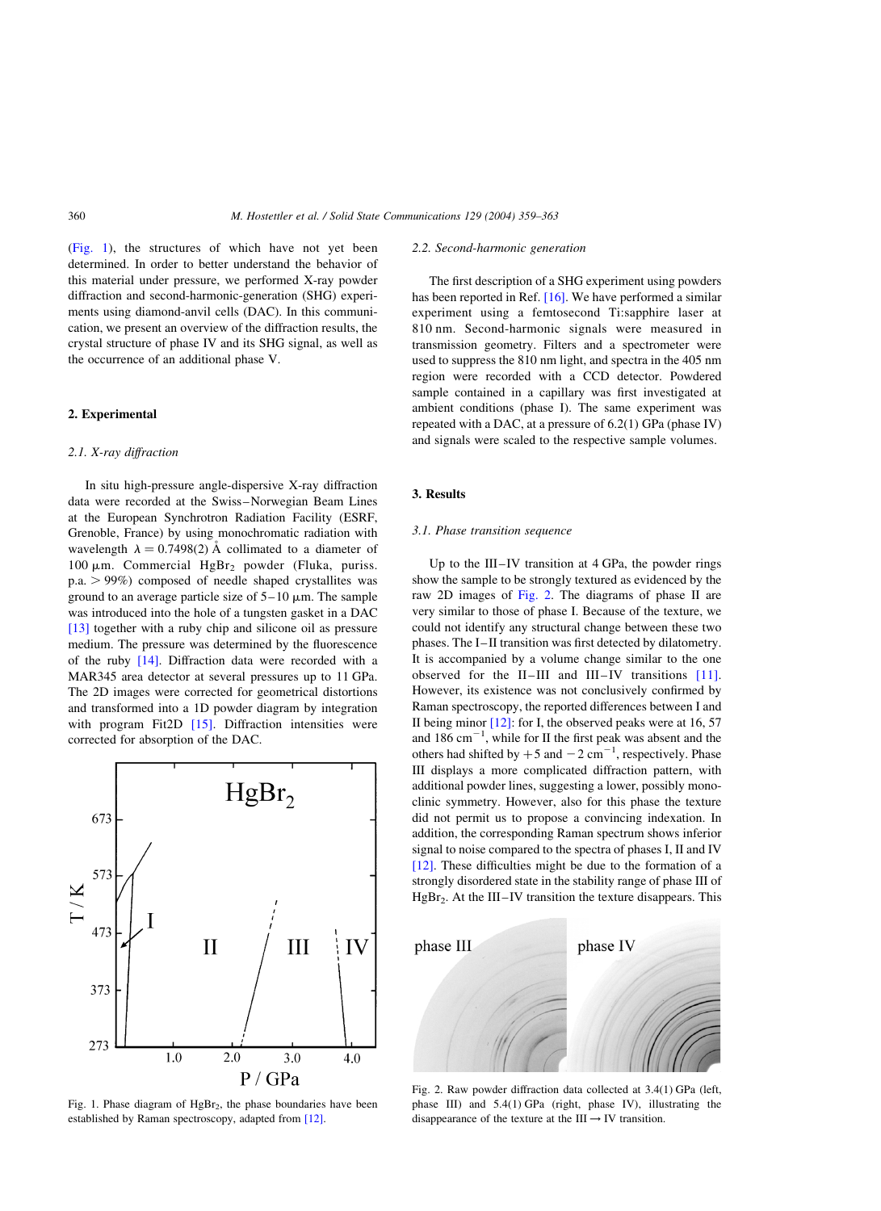(Fig. 1), the structures of which have not yet been determined. In order to better understand the behavior of this material under pressure, we performed X-ray powder diffraction and second-harmonic-generation (SHG) experiments using diamond-anvil cells (DAC). In this communication, we present an overview of the diffraction results, the crystal structure of phase IV and its SHG signal, as well as the occurrence of an additional phase V.

## 2. Experimental

### 2.1. X-ray diffraction

In situ high-pressure angle-dispersive X-ray diffraction data were recorded at the Swiss–Norwegian Beam Lines at the European Synchrotron Radiation Facility (ESRF, Grenoble, France) by using monochromatic radiation with wavelength $\lambda = 0.7498(2)$ Å collimated to a diameter of 100 μm. Commercial $HgBr_2$ powder (Fluka, puriss. p.a. > 99%) composed of needle shaped crystallites was ground to an average particle size of 5–10 μm. The sample was introduced into the hole of a tungsten gasket in a DAC [13] together with a ruby chip and silicone oil as pressure medium. The pressure was determined by the fluorescence of the ruby [14]. Diffraction data were recorded with a MAR345 area detector at several pressures up to 11 GPa. The 2D images were corrected for geometrical distortions and transformed into a 1D powder diagram by integration with program Fit2D [15]. Diffraction intensities were corrected for absorption of the DAC.

Fig. 1. Phase diagram of $HgBr_2$, the phase boundaries have been established by Raman spectroscopy, adapted from [12].

### 2.2. Second-harmonic generation

The first description of a SHG experiment using powders has been reported in Ref. [16]. We have performed a similar experiment using a femtosecond Ti:sapphire laser at 810 nm. Second-harmonic signals were measured in transmission geometry. Filters and a spectrometer were used to suppress the 810 nm light, and spectra in the 405 nm region were recorded with a CCD detector. Powdered sample contained in a capillary was first investigated at ambient conditions (phase I). The same experiment was repeated with a DAC, at a pressure of 6.2(1) GPa (phase IV) and signals were scaled to the respective sample volumes.

## 3. Results

### 3.1. Phase transition sequence

Up to the III–IV transition at 4 GPa, the powder rings show the sample to be strongly textured as evidenced by the raw 2D images of Fig. 2. The diagrams of phase II are very similar to those of phase I. Because of the texture, we could not identify any structural change between these two phases. The I–II transition was first detected by dilatometry. It is accompanied by a volume change similar to the one observed for the II–III and III–IV transitions [11]. However, its existence was not conclusively confirmed by Raman spectroscopy, the reported differences between I and II being minor [12]: for I, the observed peaks were at 16, 57 and 186 $cm^{-1}$, while for II the first peak was absent and the others had shifted by +5 and −2 $cm^{-1}$, respectively. Phase III displays a more complicated diffraction pattern, with additional powder lines, suggesting a lower, possibly monoclinic symmetry. However, also for this phase the texture did not permit us to propose a convincing indexation. In addition, the corresponding Raman spectrum shows inferior signal to noise compared to the spectra of phases I, II and IV [12]. These difficulties might be due to the formation of a strongly disordered state in the stability range of phase III of $HgBr_2$. At the III–IV transition the texture disappears. This

Fig. 2. Raw powder diffraction data collected at 3.4(1) GPa (left, phase III) and 5.4(1) GPa (right, phase IV), illustrating the disappearance of the texture at the III → IV transition.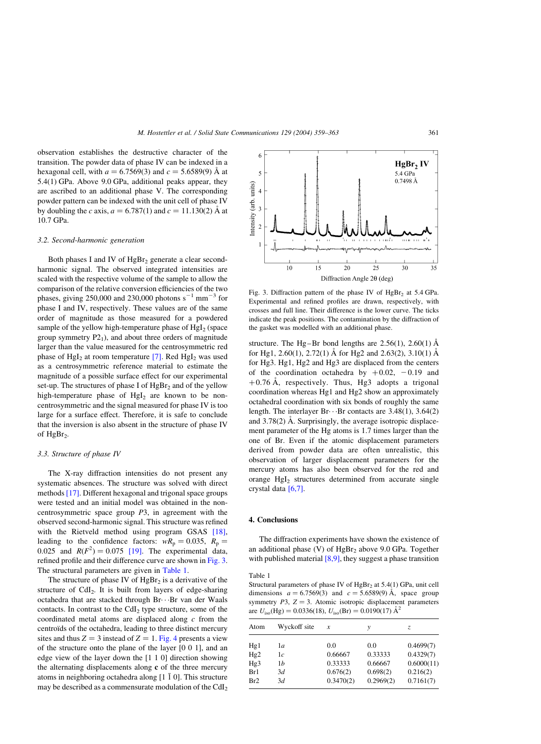observation establishes the destructive character of the transition. The powder data of phase IV can be indexed in a hexagonal cell, with $a = 6.7569(3)$ and $c = 5.6589(9)$ Å at 5.4(1) GPa. Above 9.0 GPa, additional peaks appear, they are ascribed to an additional phase V. The corresponding powder pattern can be indexed with the unit cell of phase IV by doubling the $c$ axis, $a = 6.787(1)$ and $c = 11.130(2)$ Å at 10.7 GPa.

### 3.2. Second-harmonic generation

Both phases I and IV of $HgBr_2$ generate a clear second-harmonic signal. The observed integrated intensities are scaled with the respective volume of the sample to allow the comparison of the relative conversion efficiencies of the two phases, giving 250,000 and 230,000 photons $s^{-1}$ $mm^{-3}$ for phase I and IV, respectively. These values are of the same order of magnitude as those measured for a powdered sample of the yellow high-temperature phase of $HgI_2$ (space group symmetry $P2_1$), and about three orders of magnitude larger than the value measured for the centrosymmetric red phase of $HgI_2$ at room temperature [7]. Red $HgI_2$ was used as a centrosymmetric reference material to estimate the magnitude of a possible surface effect for our experimental set-up. The structures of phase I of $HgBr_2$ and of the yellow high-temperature phase of $HgI_2$ are known to be non-centrosymmetric and the signal measured for phase IV is too large for a surface effect. Therefore, it is safe to conclude that the inversion is also absent in the structure of phase IV of $HgBr_2$.

### 3.3. Structure of phase IV

The X-ray diffraction intensities do not present any systematic absences. The structure was solved with direct methods [17]. Different hexagonal and trigonal space groups were tested and an initial model was obtained in the non-centrosymmetric space group $P3$, in agreement with the observed second-harmonic signal. This structure was refined with the Rietveld method using program GSAS [18], leading to the confidence factors: $wR_p = 0.035$, $R_p = 0.025$ and $R(F^2) = 0.075$ [19]. The experimental data, refined profile and their difference curve are shown in Fig. 3. The structural parameters are given in Table 1.

The structure of phase IV of $HgBr_2$ is a derivative of the structure of $CdI_2$. It is built from layers of edge-sharing octahedra that are stacked through Br···Br van der Waals contacts. In contrast to the $CdI_2$ type structure, some of the coordinated metal atoms are displaced along $c$ from the centroïds of the octahedra, leading to three distinct mercury sites and thus $Z = 3$ instead of $Z = 1$. Fig. 4 presents a view of the structure onto the plane of the layer [0 0 1], and an edge view of the layer down the [1 1 0] direction showing the alternating displacements along **c** of the three mercury atoms in neighboring octahedra along [1 $\bar{1}$ 0]. This structure may be described as a commensurate modulation of the $CdI_2$ structure. The Hg–Br bond lengths are 2.56(1), 2.60(1) Å for Hg1, 2.60(1), 2.72(1) Å for Hg2 and 2.63(2), 3.10(1) Å for Hg3. Hg1, Hg2 and Hg3 are displaced from the centers of the coordination octahedra by +0.02, −0.19 and +0.76 Å, respectively. Thus, Hg3 adopts a trigonal coordination whereas Hg1 and Hg2 show an approximately octahedral coordination with six bonds of roughly the same length. The interlayer Br···Br contacts are 3.48(1), 3.64(2) and 3.78(2) Å. Surprisingly, the average isotropic displacement parameter of the Hg atoms is 1.7 times larger than the one of Br. Even if the atomic displacement parameters derived from powder data are often unrealistic, this observation of larger displacement parameters for the mercury atoms has also been observed for the red and orange $HgI_2$ structures determined from accurate single crystal data [6,7].

Fig. 3. Diffraction pattern of the phase IV of $HgBr_2$ at 5.4 GPa. Experimental and refined profiles are drawn, respectively, with crosses and full line. Their difference is the lower curve. The ticks indicate the peak positions. The contamination by the diffraction of the gasket was modelled with an additional phase.

## 4. Conclusions

The diffraction experiments have shown the existence of an additional phase (V) of $HgBr_2$ above 9.0 GPa. Together with published material [8,9], they suggest a phase transition

Table 1
Structural parameters of phase IV of $HgBr_2$ at 5.4(1) GPa, unit cell dimensions $a = 6.7569(3)$ and $c = 5.6589(9)$ Å, space group symmetry $P3$, $Z = 3$. Atomic isotropic displacement parameters are $U_{iso}(Hg) = 0.0336(18)$, $U_{iso}(Br) = 0.0190(17)$ Å$^2$

| Atom | Wyckoff site | $x$ | $y$ | $z$ |
|---|---|---|---|---|
| Hg1 | 1*a* | 0.0 | 0.0 | 0.4699(7) |
| Hg2 | 1*c* | 0.66667 | 0.33333 | 0.4329(7) |
| Hg3 | 1*b* | 0.33333 | 0.66667 | 0.6000(11) |
| Br1 | 3*d* | 0.676(2) | 0.698(2) | 0.216(2) |
| Br2 | 3*d* | 0.3470(2) | 0.2969(2) | 0.7161(7) |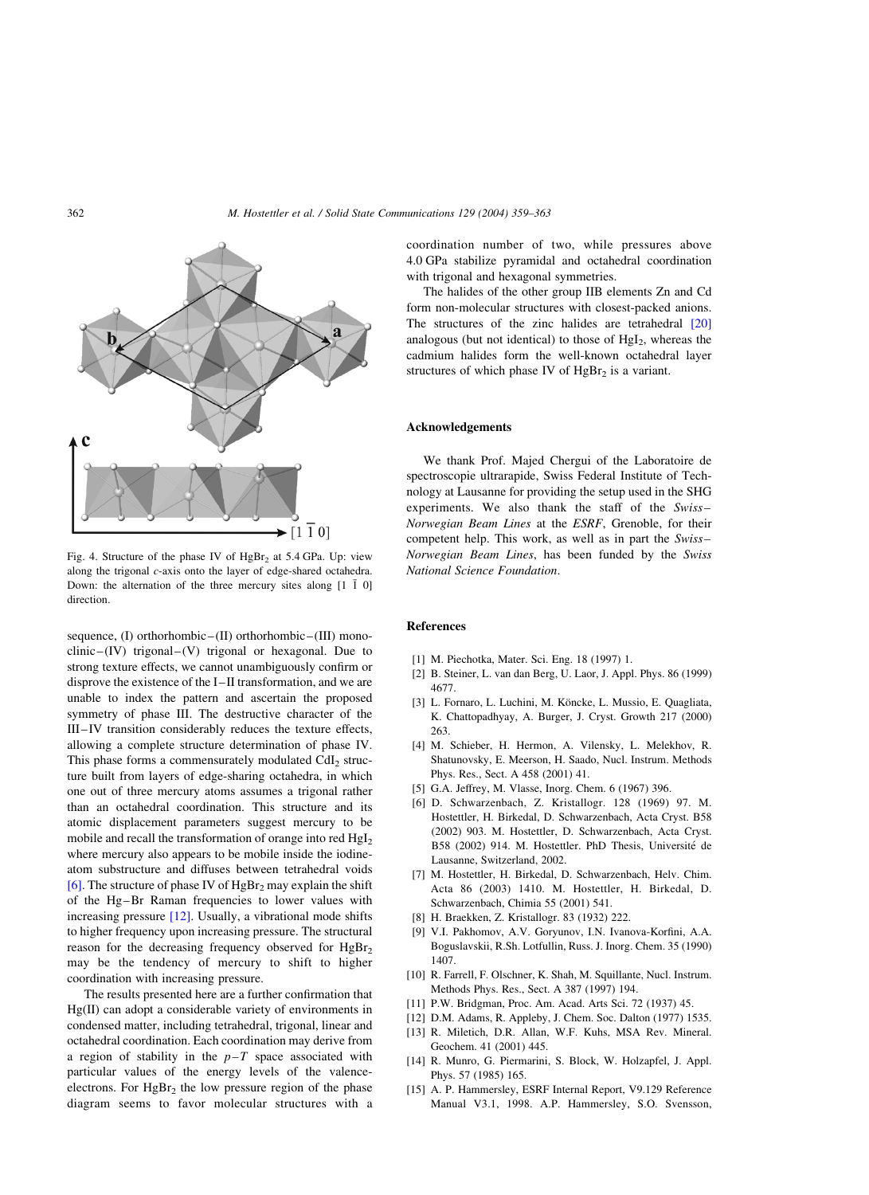Fig. 4. Structure of the phase IV of $HgBr_2$ at 5.4 GPa. Up: view along the trigonal *c*-axis onto the layer of edge-shared octahedra. Down: the alternation of the three mercury sites along $[1\ \bar{1}\ 0]$ direction.

sequence, (I) orthorhombic–(II) orthorhombic–(III) monoclinic–(IV) trigonal–(V) trigonal or hexagonal. Due to strong texture effects, we cannot unambiguously confirm or disprove the existence of the I–II transformation, and we are unable to index the pattern and ascertain the proposed symmetry of phase III. The destructive character of the III–IV transition considerably reduces the texture effects, allowing a complete structure determination of phase IV. This phase forms a commensurately modulated $CdI_2$ structure built from layers of edge-sharing octahedra, in which one out of three mercury atoms assumes a trigonal rather than an octahedral coordination. This structure and its atomic displacement parameters suggest mercury to be mobile and recall the transformation of orange into red $HgI_2$ where mercury also appears to be mobile inside the iodine-atom substructure and diffuses between tetrahedral voids [6]. The structure of phase IV of $HgBr_2$ may explain the shift of the Hg–Br Raman frequencies to lower values with increasing pressure [12]. Usually, a vibrational mode shifts to higher frequency upon increasing pressure. The structural reason for the decreasing frequency observed for $HgBr_2$ may be the tendency of mercury to shift to higher coordination with increasing pressure.

The results presented here are a further confirmation that Hg(II) can adopt a considerable variety of environments in condensed matter, including tetrahedral, trigonal, linear and octahedral coordination. Each coordination may derive from a region of stability in the $p$–$T$ space associated with particular values of the energy levels of the valence-electrons. For $HgBr_2$ the low pressure region of the phase diagram seems to favor molecular structures with a coordination number of two, while pressures above 4.0 GPa stabilize pyramidal and octahedral coordination with trigonal and hexagonal symmetries.

The halides of the other group IIB elements Zn and Cd form non-molecular structures with closest-packed anions. The structures of the zinc halides are tetrahedral [20] analogous (but not identical) to those of $HgI_2$, whereas the cadmium halides form the well-known octahedral layer structures of which phase IV of $HgBr_2$ is a variant.

## Acknowledgements

We thank Prof. Majed Chergui of the Laboratoire de spectroscopie ultrarapide, Swiss Federal Institute of Technology at Lausanne for providing the setup used in the SHG experiments. We also thank the staff of the *Swiss–Norwegian Beam Lines* at the *ESRF*, Grenoble, for their competent help. This work, as well as in part the *Swiss–Norwegian Beam Lines*, has been funded by the *Swiss National Science Foundation*.

## References

[1] M. Piechotka, Mater. Sci. Eng. 18 (1997) 1.

[2] B. Steiner, L. van dan Berg, U. Laor, J. Appl. Phys. 86 (1999) 4677.

[3] L. Fornaro, L. Luchini, M. Köncke, L. Mussio, E. Quagliata, K. Chattopadhyay, A. Burger, J. Cryst. Growth 217 (2000) 263.

[4] M. Schieber, H. Hermon, A. Vilensky, L. Melekhov, R. Shatunovsky, E. Meerson, H. Saado, Nucl. Instrum. Methods Phys. Res., Sect. A 458 (2001) 41.

[5] G.A. Jeffrey, M. Vlasse, Inorg. Chem. 6 (1967) 396.

[6] D. Schwarzenbach, Z. Kristallogr. 128 (1969) 97. M. Hostettler, H. Birkedal, D. Schwarzenbach, Acta Cryst. B58 (2002) 903. M. Hostettler, D. Schwarzenbach, Acta Cryst. B58 (2002) 914. M. Hostettler. PhD Thesis, Université de Lausanne, Switzerland, 2002.

[7] M. Hostettler, H. Birkedal, D. Schwarzenbach, Helv. Chim. Acta 86 (2003) 1410. M. Hostettler, H. Birkedal, D. Schwarzenbach, Chimia 55 (2001) 541.

[8] H. Braekken, Z. Kristallogr. 83 (1932) 222.

[9] V.I. Pakhomov, A.V. Goryunov, I.N. Ivanova-Korfini, A.A. Boguslavskii, R.Sh. Lotfullin, Russ. J. Inorg. Chem. 35 (1990) 1407.

[10] R. Farrell, F. Olschner, K. Shah, M. Squillante, Nucl. Instrum. Methods Phys. Res., Sect. A 387 (1997) 194.

[11] P.W. Bridgman, Proc. Am. Acad. Arts Sci. 72 (1937) 45.

[12] D.M. Adams, R. Appleby, J. Chem. Soc. Dalton (1977) 1535.

[13] R. Miletich, D.R. Allan, W.F. Kuhs, MSA Rev. Mineral. Geochem. 41 (2001) 445.

[14] R. Munro, G. Piermarini, S. Block, W. Holzapfel, J. Appl. Phys. 57 (1985) 165.

[15] A. P. Hammersley, ESRF Internal Report, V9.129 Reference Manual V3.1, 1998. A.P. Hammersley, S.O. Svensson,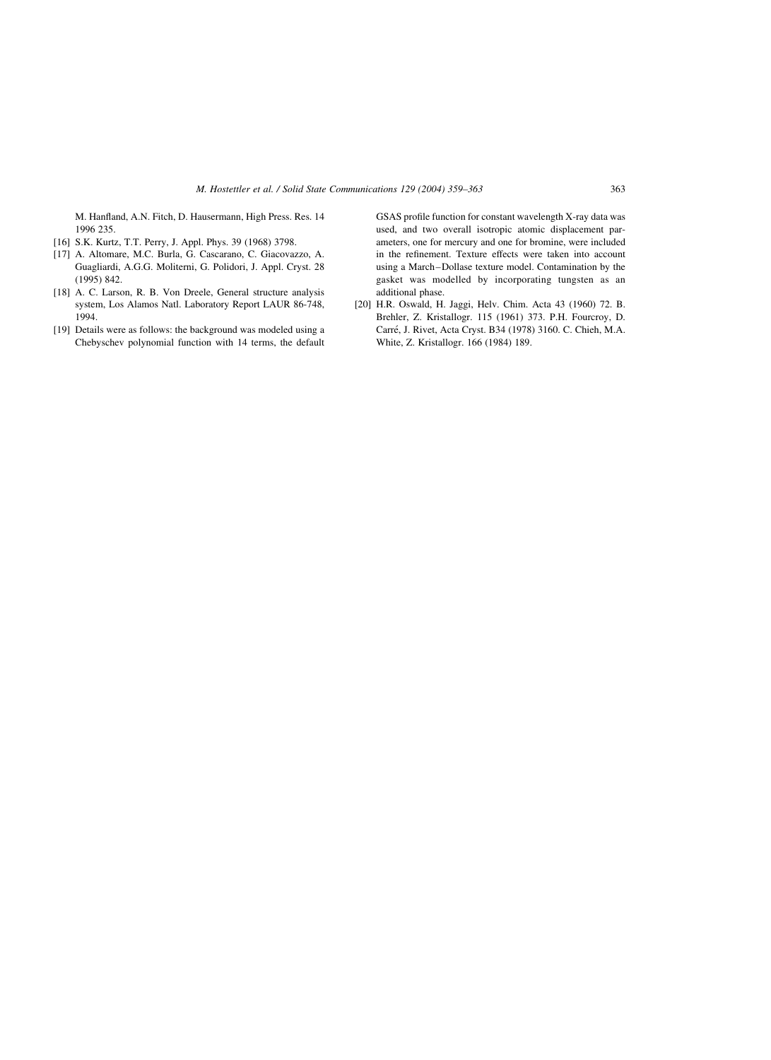M. Hanfland, A.N. Fitch, D. Hausermann, High Press. Res. 14 1996 235.

[16] S.K. Kurtz, T.T. Perry, J. Appl. Phys. 39 (1968) 3798.

[17] A. Altomare, M.C. Burla, G. Cascarano, C. Giacovazzo, A. Guagliardi, A.G.G. Moliterni, G. Polidori, J. Appl. Cryst. 28 (1995) 842.

[18] A. C. Larson, R. B. Von Dreele, General structure analysis system, Los Alamos Natl. Laboratory Report LAUR 86-748, 1994.

[19] Details were as follows: the background was modeled using a Chebyschev polynomial function with 14 terms, the default GSAS profile function for constant wavelength X-ray data was used, and two overall isotropic atomic displacement parameters, one for mercury and one for bromine, were included in the refinement. Texture effects were taken into account using a March–Dollase texture model. Contamination by the gasket was modelled by incorporating tungsten as an additional phase.

[20] H.R. Oswald, H. Jaggi, Helv. Chim. Acta 43 (1960) 72. B. Brehler, Z. Kristallogr. 115 (1961) 373. P.H. Fourcroy, D. Carré, J. Rivet, Acta Cryst. B34 (1978) 3160. C. Chieh, M.A. White, Z. Kristallogr. 166 (1984) 189.